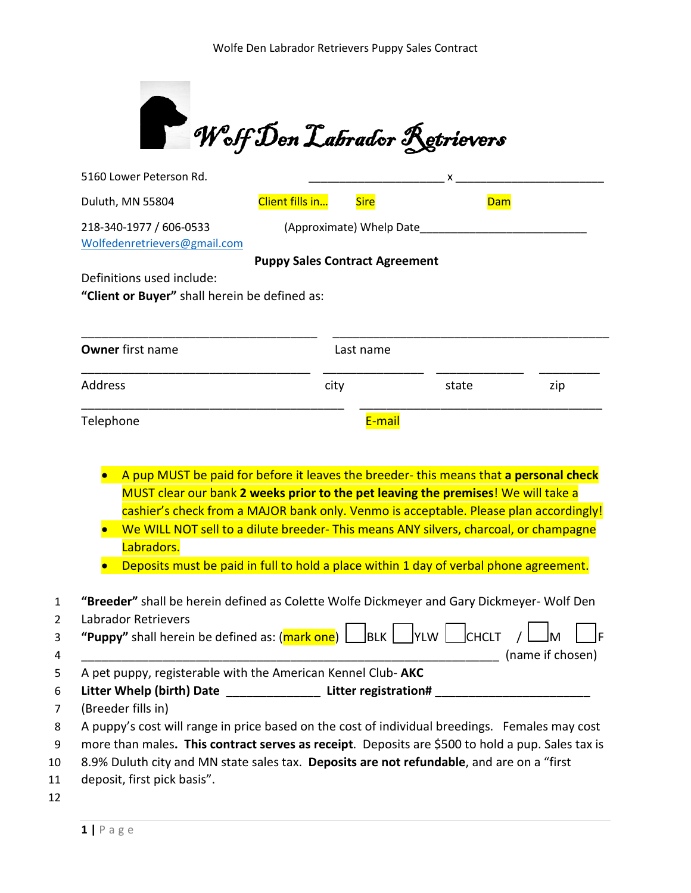Wolf Den Labrador Retrievers

5160 Lower Peterson Rd.

Duluth, MN 55804

218-340-1977 / 606-0533

Wolfedenretrievers@gmail.com

_____________________ x _______________________

Client fills in... Sire Dam

(Approximate) Whelp Date__________________________

**Puppy Sales Contract Agreement**

Definitions used include:

**"Client or Buyer"** shall herein be defined as:

____________________________________ __________________________________________

**Owner** first name Last name

___________________________________ ______________ _____________ _________

Address city state zip

________________________________________ _____________________________________

Telephone E-mail

- A pup MUST be paid for before it leaves the breeder- this means that **a personal check** MUST clear our bank **2 weeks prior to the pet leaving the premises**! We will take a cashier's check from a MAJOR bank only. Venmo is acceptable. Please plan accordingly!
- We WILL NOT sell to a dilute breeder- This means ANY silvers, charcoal, or champagne Labradors.
- Deposits must be paid in full to hold a place within 1 day of verbal phone agreement.

1. **"Breeder"** shall be herein defined as Colette Wolfe Dickmeyer and Gary Dickmeyer- Wolf Den
2. Labrador Retrievers
3. **"Puppy"** shall herein be defined as: (mark one) ☐ BLK ☐ YLW ☐ CHCLT / ☐ M ☐ F
4. _______________________________________________________________ (name if chosen)
5. A pet puppy, registerable with the American Kennel Club- **AKC**
6. **Litter Whelp (birth) Date ______________ Litter registration# _______________________**
7. (Breeder fills in)
8. A puppy's cost will range in price based on the cost of individual breedings. Females may cost
9. more than males**. This contract serves as receipt**. Deposits are $500 to hold a pup. Sales tax is
10. 8.9% Duluth city and MN state sales tax. **Deposits are not refundable**, and are on a "first
11. deposit, first pick basis".
12.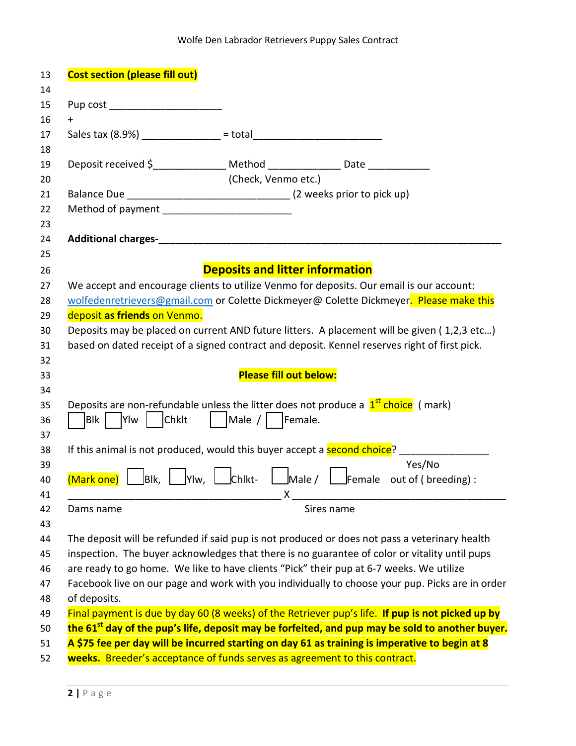**Cost section (please fill out)**

Pup cost ____________________

\+

Sales tax (8.9%) ______________ = total_______________________

Deposit received $_____________ Method _____________ Date ___________
(Check, Venmo etc.)

Balance Due _____________________________ (2 weeks prior to pick up)

Method of payment _______________________

**Additional charges-**_____________________________________________________________

## Deposits and litter information

We accept and encourage clients to utilize Venmo for deposits. Our email is our account: wolfedenretrievers@gmail.com or Colette Dickmeyer@ Colette Dickmeyer. Please make this deposit **as friends** on Venmo.

Deposits may be placed on current AND future litters. A placement will be given ( 1,2,3 etc…) based on dated receipt of a signed contract and deposit. Kennel reserves right of first pick.

**Please fill out below:**

Deposits are non-refundable unless the litter does not produce a 1st choice ( mark)

☐ Blk ☐ Ylw ☐ Chklt ☐ Male / ☐ Female.

If this animal is not produced, would this buyer accept a second choice? _______________
Yes/No

(Mark one) ☐ Blk, ☐ Ylw, ☐ Chlkt- ☐ Male / ☐ Female out of ( breeding) :

______________________________________ X ______________________________________

Dams name Sires name

The deposit will be refunded if said pup is not produced or does not pass a veterinary health inspection. The buyer acknowledges that there is no guarantee of color or vitality until pups are ready to go home. We like to have clients "Pick" their pup at 6-7 weeks. We utilize Facebook live on our page and work with you individually to choose your pup. Picks are in order of deposits.

Final payment is due by day 60 (8 weeks) of the Retriever pup's life. **If pup is not picked up by the 61st day of the pup's life, deposit may be forfeited, and pup may be sold to another buyer. A $75 fee per day will be incurred starting on day 61 as training is imperative to begin at 8 weeks.** Breeder's acceptance of funds serves as agreement to this contract.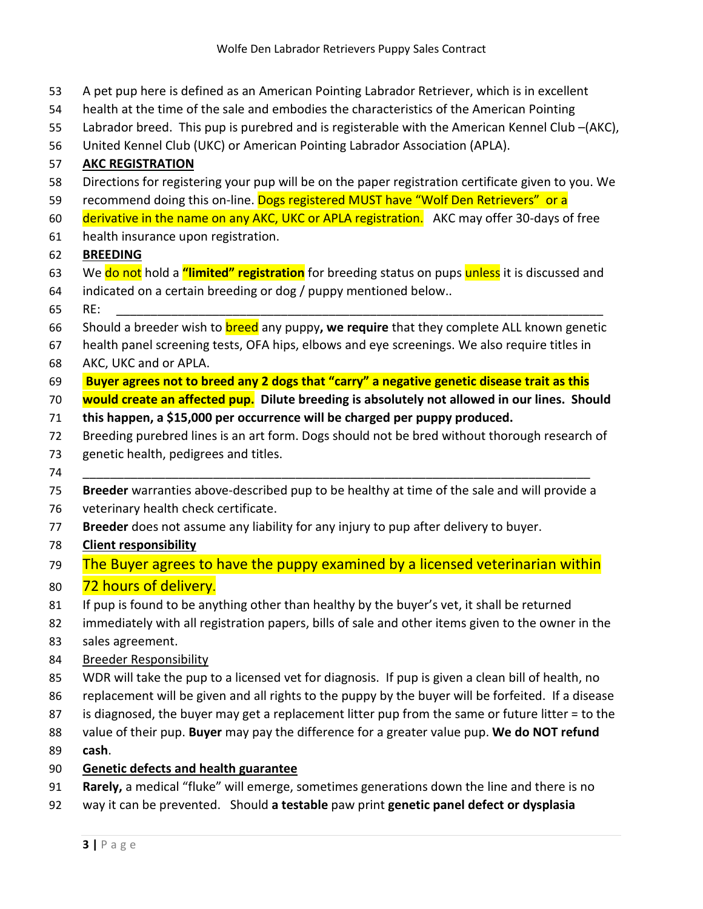A pet pup here is defined as an American Pointing Labrador Retriever, which is in excellent health at the time of the sale and embodies the characteristics of the American Pointing Labrador breed. This pup is purebred and is registerable with the American Kennel Club –(AKC), United Kennel Club (UKC) or American Pointing Labrador Association (APLA).

**AKC REGISTRATION**

Directions for registering your pup will be on the paper registration certificate given to you. We recommend doing this on-line. Dogs registered MUST have "Wolf Den Retrievers" or a derivative in the name on any AKC, UKC or APLA registration. AKC may offer 30-days of free health insurance upon registration.

**BREEDING**

We do not hold a **"limited" registration** for breeding status on pups unless it is discussed and indicated on a certain breeding or dog / puppy mentioned below..

RE: ___________________________________________________________________________

Should a breeder wish to breed any puppy**, we require** that they complete ALL known genetic health panel screening tests, OFA hips, elbows and eye screenings. We also require titles in AKC, UKC and or APLA.

**Buyer agrees not to breed any 2 dogs that "carry" a negative genetic disease trait as this would create an affected pup. Dilute breeding is absolutely not allowed in our lines. Should this happen, a $15,000 per occurrence will be charged per puppy produced.**

Breeding purebred lines is an art form. Dogs should not be bred without thorough research of genetic health, pedigrees and titles.

---

**Breeder** warranties above-described pup to be healthy at time of the sale and will provide a veterinary health check certificate.

**Breeder** does not assume any liability for any injury to pup after delivery to buyer.

**Client responsibility**

The Buyer agrees to have the puppy examined by a licensed veterinarian within 72 hours of delivery.

If pup is found to be anything other than healthy by the buyer's vet, it shall be returned immediately with all registration papers, bills of sale and other items given to the owner in the sales agreement.

Breeder Responsibility

WDR will take the pup to a licensed vet for diagnosis. If pup is given a clean bill of health, no replacement will be given and all rights to the puppy by the buyer will be forfeited. If a disease is diagnosed, the buyer may get a replacement litter pup from the same or future litter = to the value of their pup. **Buyer** may pay the difference for a greater value pup. **We do NOT refund cash**.

**Genetic defects and health guarantee**

**Rarely,** a medical "fluke" will emerge, sometimes generations down the line and there is no way it can be prevented. Should **a testable** paw print **genetic panel defect or dysplasia**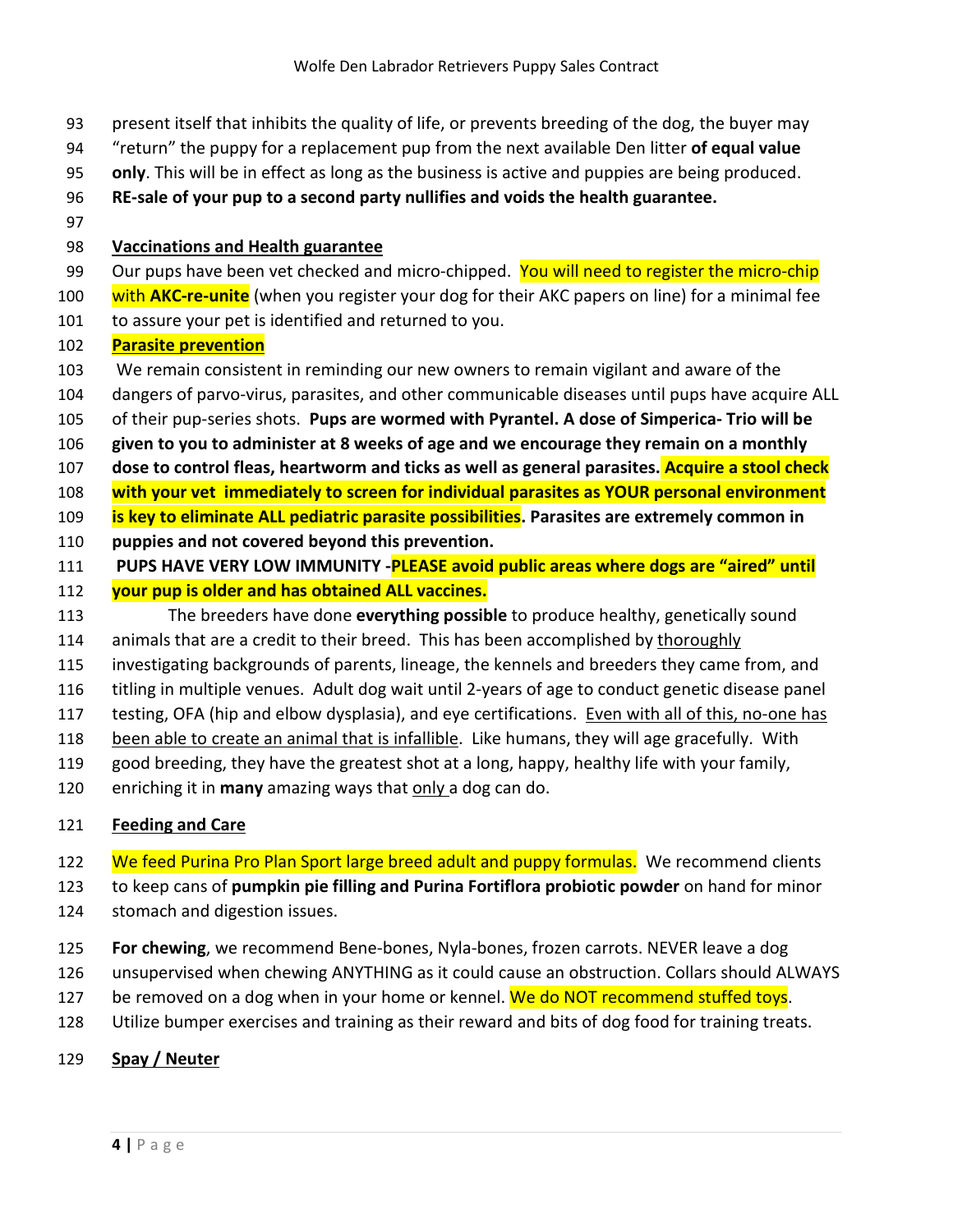present itself that inhibits the quality of life, or prevents breeding of the dog, the buyer may "return" the puppy for a replacement pup from the next available Den litter **of equal value only**. This will be in effect as long as the business is active and puppies are being produced. **RE-sale of your pup to a second party nullifies and voids the health guarantee.**

**Vaccinations and Health guarantee**

Our pups have been vet checked and micro-chipped. You will need to register the micro-chip with **AKC-re-unite** (when you register your dog for their AKC papers on line) for a minimal fee to assure your pet is identified and returned to you.

**Parasite prevention**

We remain consistent in reminding our new owners to remain vigilant and aware of the dangers of parvo-virus, parasites, and other communicable diseases until pups have acquire ALL of their pup-series shots. **Pups are wormed with Pyrantel. A dose of Simperica- Trio will be given to you to administer at 8 weeks of age and we encourage they remain on a monthly dose to control fleas, heartworm and ticks as well as general parasites. Acquire a stool check with your vet immediately to screen for individual parasites as YOUR personal environment is key to eliminate ALL pediatric parasite possibilities. Parasites are extremely common in puppies and not covered beyond this prevention.**

**PUPS HAVE VERY LOW IMMUNITY -PLEASE avoid public areas where dogs are "aired" until your pup is older and has obtained ALL vaccines.**

The breeders have done **everything possible** to produce healthy, genetically sound animals that are a credit to their breed. This has been accomplished by thoroughly investigating backgrounds of parents, lineage, the kennels and breeders they came from, and titling in multiple venues. Adult dog wait until 2-years of age to conduct genetic disease panel testing, OFA (hip and elbow dysplasia), and eye certifications. Even with all of this, no-one has been able to create an animal that is infallible. Like humans, they will age gracefully. With good breeding, they have the greatest shot at a long, happy, healthy life with your family, enriching it in **many** amazing ways that only a dog can do.

**Feeding and Care**

We feed Purina Pro Plan Sport large breed adult and puppy formulas. We recommend clients to keep cans of **pumpkin pie filling and Purina Fortiflora probiotic powder** on hand for minor stomach and digestion issues.

**For chewing**, we recommend Bene-bones, Nyla-bones, frozen carrots. NEVER leave a dog unsupervised when chewing ANYTHING as it could cause an obstruction. Collars should ALWAYS be removed on a dog when in your home or kennel. We do NOT recommend stuffed toys. Utilize bumper exercises and training as their reward and bits of dog food for training treats.

**Spay / Neuter**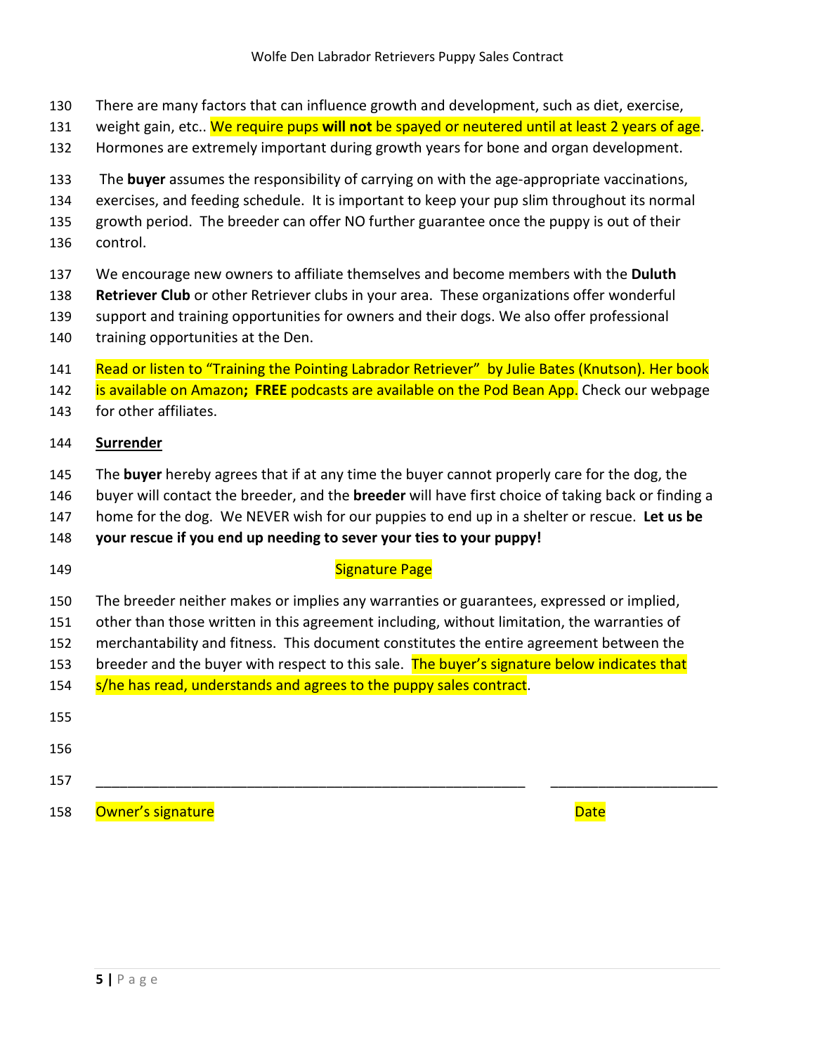There are many factors that can influence growth and development, such as diet, exercise, weight gain, etc.. We require pups **will not** be spayed or neutered until at least 2 years of age. Hormones are extremely important during growth years for bone and organ development.

The **buyer** assumes the responsibility of carrying on with the age-appropriate vaccinations, exercises, and feeding schedule. It is important to keep your pup slim throughout its normal growth period. The breeder can offer NO further guarantee once the puppy is out of their control.

We encourage new owners to affiliate themselves and become members with the **Duluth Retriever Club** or other Retriever clubs in your area. These organizations offer wonderful support and training opportunities for owners and their dogs. We also offer professional training opportunities at the Den.

Read or listen to "Training the Pointing Labrador Retriever" by Julie Bates (Knutson). Her book is available on Amazon**;** **FREE** podcasts are available on the Pod Bean App. Check our webpage for other affiliates.

## Surrender

The **buyer** hereby agrees that if at any time the buyer cannot properly care for the dog, the buyer will contact the breeder, and the **breeder** will have first choice of taking back or finding a home for the dog. We NEVER wish for our puppies to end up in a shelter or rescue. **Let us be your rescue if you end up needing to sever your ties to your puppy!**

## Signature Page

The breeder neither makes or implies any warranties or guarantees, expressed or implied, other than those written in this agreement including, without limitation, the warranties of merchantability and fitness. This document constitutes the entire agreement between the breeder and the buyer with respect to this sale. The buyer's signature below indicates that s/he has read, understands and agrees to the puppy sales contract.

_______________________________________________ _____________________

Owner's signature Date